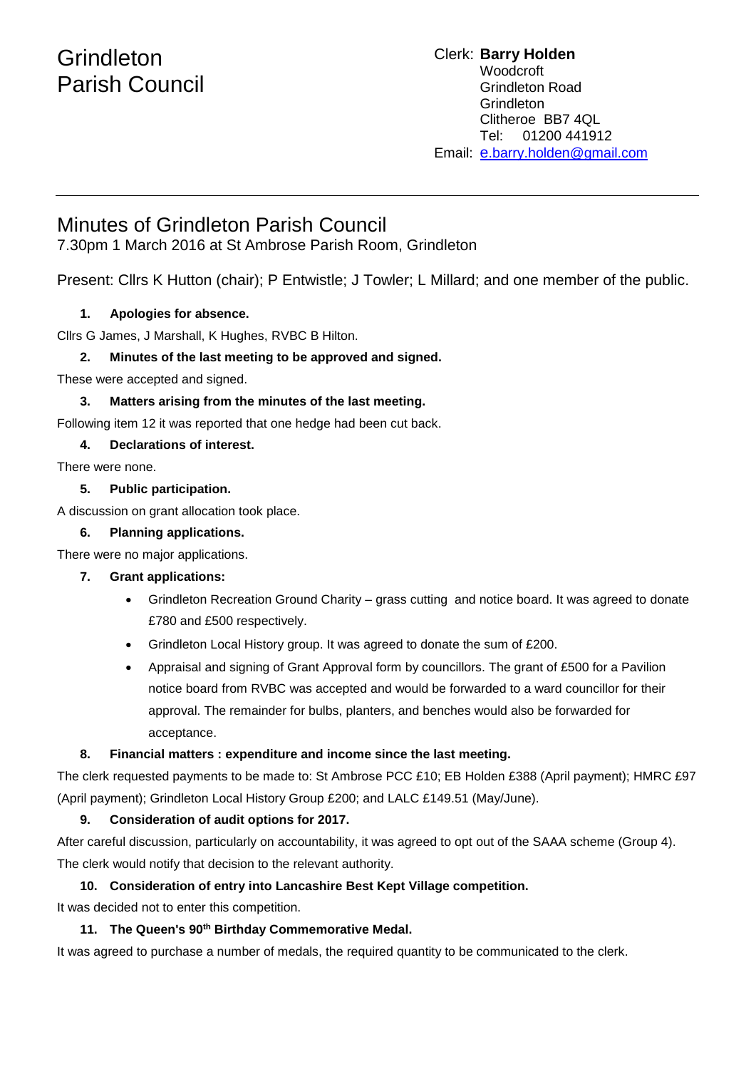# Grindleton Parish Council

Clerk: **Barry Holden**
Woodcroft
Grindleton Road
Grindleton
Clitheroe BB7 4QL
Tel: 01200 441912
Email: e.barry.holden@gmail.com

---

## Minutes of Grindleton Parish Council

7.30pm 1 March 2016 at St Ambrose Parish Room, Grindleton

Present: Cllrs K Hutton (chair); P Entwistle; J Towler; L Millard; and one member of the public.

**1. Apologies for absence.**

Cllrs G James, J Marshall, K Hughes, RVBC B Hilton.

**2. Minutes of the last meeting to be approved and signed.**

These were accepted and signed.

**3. Matters arising from the minutes of the last meeting.**

Following item 12 it was reported that one hedge had been cut back.

**4. Declarations of interest.**

There were none.

**5. Public participation.**

A discussion on grant allocation took place.

**6. Planning applications.**

There were no major applications.

**7. Grant applications:**

- Grindleton Recreation Ground Charity – grass cutting and notice board. It was agreed to donate £780 and £500 respectively.
- Grindleton Local History group. It was agreed to donate the sum of £200.
- Appraisal and signing of Grant Approval form by councillors. The grant of £500 for a Pavilion notice board from RVBC was accepted and would be forwarded to a ward councillor for their approval. The remainder for bulbs, planters, and benches would also be forwarded for acceptance.

**8. Financial matters : expenditure and income since the last meeting.**

The clerk requested payments to be made to: St Ambrose PCC £10; EB Holden £388 (April payment); HMRC £97 (April payment); Grindleton Local History Group £200; and LALC £149.51 (May/June).

**9. Consideration of audit options for 2017.**

After careful discussion, particularly on accountability, it was agreed to opt out of the SAAA scheme (Group 4). The clerk would notify that decision to the relevant authority.

**10. Consideration of entry into Lancashire Best Kept Village competition.**

It was decided not to enter this competition.

**11. The Queen's 90th Birthday Commemorative Medal.**

It was agreed to purchase a number of medals, the required quantity to be communicated to the clerk.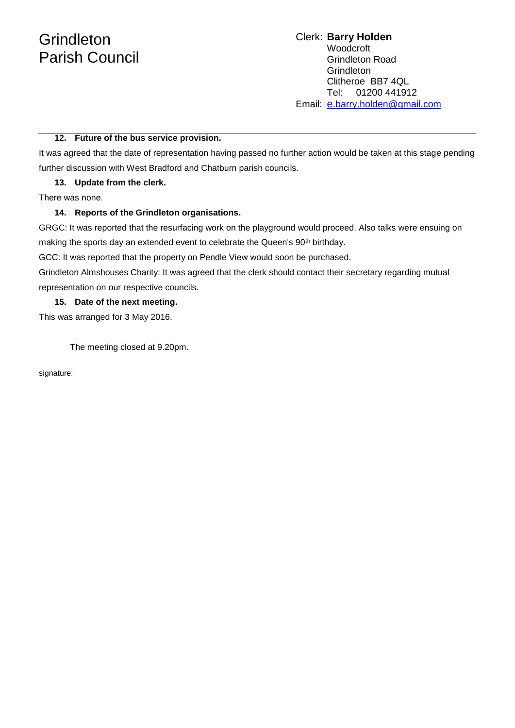# Grindleton Parish Council

Clerk: **Barry Holden**
Woodcroft
Grindleton Road
Grindleton
Clitheroe BB7 4QL
Tel: 01200 441912
Email: e.barry.holden@gmail.com

---

**12. Future of the bus service provision.**

It was agreed that the date of representation having passed no further action would be taken at this stage pending further discussion with West Bradford and Chatburn parish councils.

**13. Update from the clerk.**

There was none.

**14. Reports of the Grindleton organisations.**

GRGC: It was reported that the resurfacing work on the playground would proceed. Also talks were ensuing on making the sports day an extended event to celebrate the Queen's 90th birthday.

GCC: It was reported that the property on Pendle View would soon be purchased.

Grindleton Almshouses Charity: It was agreed that the clerk should contact their secretary regarding mutual representation on our respective councils.

**15. Date of the next meeting.**

This was arranged for 3 May 2016.

The meeting closed at 9.20pm.

signature: